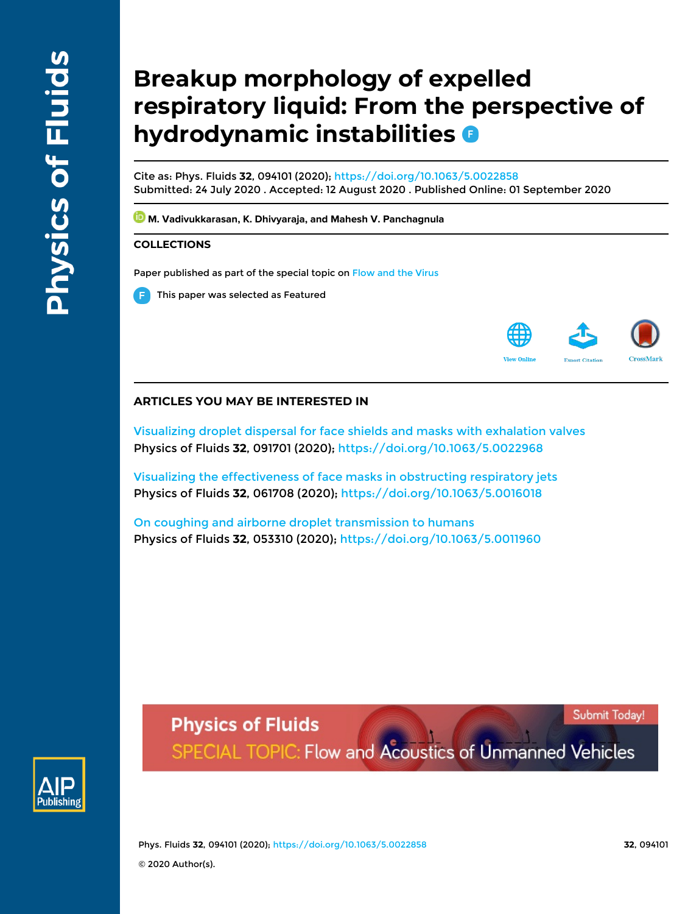# Breakup morphology of expelled respiratory liquid: From the perspective of hydrodynamic instabilities

Cite as: Phys. Fluids **32**, 094101 (2020); https://doi.org/10.1063/5.0022858
Submitted: 24 July 2020 . Accepted: 12 August 2020 . Published Online: 01 September 2020

**M. Vadivukkarasan, K. Dhivyaraja, and Mahesh V. Panchagnula**

## COLLECTIONS

Paper published as part of the special topic on Flow and the Virus

This paper was selected as Featured

## ARTICLES YOU MAY BE INTERESTED IN

Visualizing droplet dispersal for face shields and masks with exhalation valves
Physics of Fluids **32**, 091701 (2020); https://doi.org/10.1063/5.0022968

Visualizing the effectiveness of face masks in obstructing respiratory jets
Physics of Fluids **32**, 061708 (2020); https://doi.org/10.1063/5.0016018

On coughing and airborne droplet transmission to humans
Physics of Fluids **32**, 053310 (2020); https://doi.org/10.1063/5.0011960

© 2020 Author(s).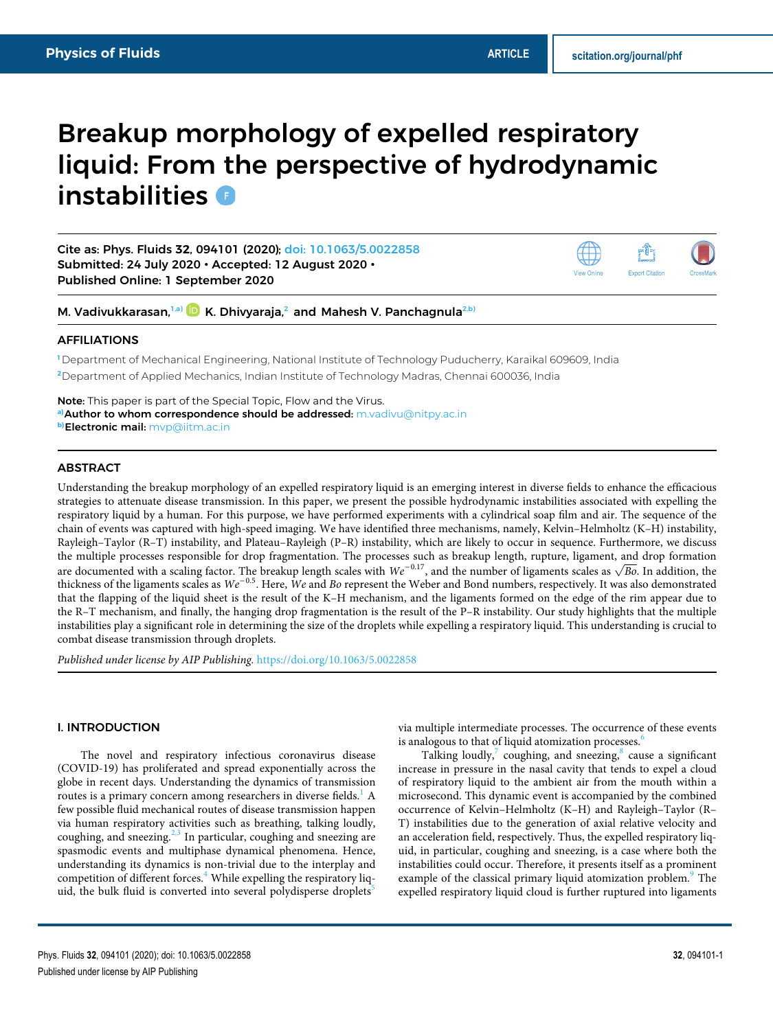# Breakup morphology of expelled respiratory liquid: From the perspective of hydrodynamic instabilities

Cite as: Phys. Fluids 32, 094101 (2020); doi: 10.1063/5.0022858
Submitted: 24 July 2020 • Accepted: 12 August 2020 •
Published Online: 1 September 2020

M. Vadivukkarasan,[1,a)] K. Dhivyaraja,[2] and Mahesh V. Panchagnula[2,b)]

## AFFILIATIONS

[1] Department of Mechanical Engineering, National Institute of Technology Puducherry, Karaikal 609609, India

[2] Department of Applied Mechanics, Indian Institute of Technology Madras, Chennai 600036, India

**Note:** This paper is part of the Special Topic, Flow and the Virus.
[a)] **Author to whom correspondence should be addressed:** m.vadivu@nitpy.ac.in
[b)] **Electronic mail:** mvp@iitm.ac.in

## ABSTRACT

Understanding the breakup morphology of an expelled respiratory liquid is an emerging interest in diverse fields to enhance the efficacious strategies to attenuate disease transmission. In this paper, we present the possible hydrodynamic instabilities associated with expelling the respiratory liquid by a human. For this purpose, we have performed experiments with a cylindrical soap film and air. The sequence of the chain of events was captured with high-speed imaging. We have identified three mechanisms, namely, Kelvin–Helmholtz (K–H) instability, Rayleigh–Taylor (R–T) instability, and Plateau–Rayleigh (P–R) instability, which are likely to occur in sequence. Furthermore, we discuss the multiple processes responsible for drop fragmentation. The processes such as breakup length, rupture, ligament, and drop formation are documented with a scaling factor. The breakup length scales with $We^{-0.17}$, and the number of ligaments scales as $\sqrt{Bo}$. In addition, the thickness of the ligaments scales as $We^{-0.5}$. Here, $We$ and $Bo$ represent the Weber and Bond numbers, respectively. It was also demonstrated that the flapping of the liquid sheet is the result of the K–H mechanism, and the ligaments formed on the edge of the rim appear due to the R–T mechanism, and finally, the hanging drop fragmentation is the result of the P–R instability. Our study highlights that the multiple instabilities play a significant role in determining the size of the droplets while expelling a respiratory liquid. This understanding is crucial to combat disease transmission through droplets.

*Published under license by AIP Publishing.* https://doi.org/10.1063/5.0022858

## I. INTRODUCTION

The novel and respiratory infectious coronavirus disease (COVID-19) has proliferated and spread exponentially across the globe in recent days. Understanding the dynamics of transmission routes is a primary concern among researchers in diverse fields.[1] A few possible fluid mechanical routes of disease transmission happen via human respiratory activities such as breathing, talking loudly, coughing, and sneezing.[2,3] In particular, coughing and sneezing are spasmodic events and multiphase dynamical phenomena. Hence, understanding its dynamics is non-trivial due to the interplay and competition of different forces.[4] While expelling the respiratory liquid, the bulk fluid is converted into several polydisperse droplets[5] via multiple intermediate processes. The occurrence of these events is analogous to that of liquid atomization processes.[6]

Talking loudly,[7] coughing, and sneezing,[8] cause a significant increase in pressure in the nasal cavity that tends to expel a cloud of respiratory liquid to the ambient air from the mouth within a microsecond. This dynamic event is accompanied by the combined occurrence of Kelvin–Helmholtz (K–H) and Rayleigh–Taylor (R–T) instabilities due to the generation of axial relative velocity and an acceleration field, respectively. Thus, the expelled respiratory liquid, in particular, coughing and sneezing, is a case where both the instabilities could occur. Therefore, it presents itself as a prominent example of the classical primary liquid atomization problem.[9] The expelled respiratory liquid cloud is further ruptured into ligaments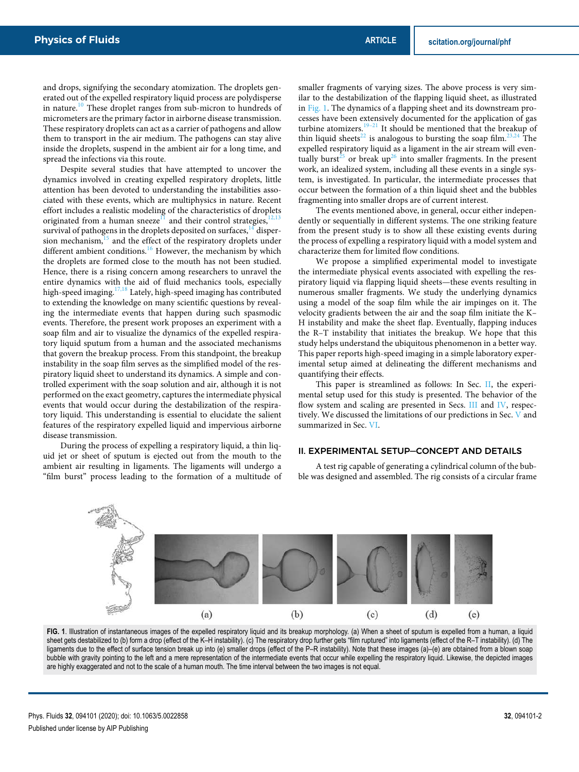and drops, signifying the secondary atomization. The droplets generated out of the expelled respiratory liquid process are polydisperse in nature.[10] These droplet ranges from sub-micron to hundreds of micrometers are the primary factor in airborne disease transmission. These respiratory droplets can act as a carrier of pathogens and allow them to transport in the air medium. The pathogens can stay alive inside the droplets, suspend in the ambient air for a long time, and spread the infections via this route.

Despite several studies that have attempted to uncover the dynamics involved in creating expelled respiratory droplets, little attention has been devoted to understanding the instabilities associated with these events, which are multiphysics in nature. Recent effort includes a realistic modeling of the characteristics of droplets originated from a human sneeze[11] and their control strategies,[12,13] survival of pathogens in the droplets deposited on surfaces,[14] dispersion mechanism,[15] and the effect of the respiratory droplets under different ambient conditions.[16] However, the mechanism by which the droplets are formed close to the mouth has not been studied. Hence, there is a rising concern among researchers to unravel the entire dynamics with the aid of fluid mechanics tools, especially high-speed imaging.[17,18] Lately, high-speed imaging has contributed to extending the knowledge on many scientific questions by revealing the intermediate events that happen during such spasmodic events. Therefore, the present work proposes an experiment with a soap film and air to visualize the dynamics of the expelled respiratory liquid sputum from a human and the associated mechanisms that govern the breakup process. From this standpoint, the breakup instability in the soap film serves as the simplified model of the respiratory liquid sheet to understand its dynamics. A simple and controlled experiment with the soap solution and air, although it is not performed on the exact geometry, captures the intermediate physical events that would occur during the destabilization of the respiratory liquid. This understanding is essential to elucidate the salient features of the respiratory expelled liquid and impervious airborne disease transmission.

During the process of expelling a respiratory liquid, a thin liquid jet or sheet of sputum is ejected out from the mouth to the ambient air resulting in ligaments. The ligaments will undergo a "film burst" process leading to the formation of a multitude of smaller fragments of varying sizes. The above process is very similar to the destabilization of the flapping liquid sheet, as illustrated in Fig. 1. The dynamics of a flapping sheet and its downstream processes have been extensively documented for the application of gas turbine atomizers.[19–21] It should be mentioned that the breakup of thin liquid sheets[22] is analogous to bursting the soap film.[23,24] The expelled respiratory liquid as a ligament in the air stream will eventually burst[25] or break up[26] into smaller fragments. In the present work, an idealized system, including all these events in a single system, is investigated. In particular, the intermediate processes that occur between the formation of a thin liquid sheet and the bubbles fragmenting into smaller drops are of current interest.

The events mentioned above, in general, occur either independently or sequentially in different systems. The one striking feature from the present study is to show all these existing events during the process of expelling a respiratory liquid with a model system and characterize them for limited flow conditions.

We propose a simplified experimental model to investigate the intermediate physical events associated with expelling the respiratory liquid via flapping liquid sheets—these events resulting in numerous smaller fragments. We study the underlying dynamics using a model of the soap film while the air impinges on it. The velocity gradients between the air and the soap film initiate the K–H instability and make the sheet flap. Eventually, flapping induces the R–T instability that initiates the breakup. We hope that this study helps understand the ubiquitous phenomenon in a better way. This paper reports high-speed imaging in a simple laboratory experimental setup aimed at delineating the different mechanisms and quantifying their effects.

This paper is streamlined as follows: In Sec. II, the experimental setup used for this study is presented. The behavior of the flow system and scaling are presented in Secs. III and IV, respectively. We discussed the limitations of our predictions in Sec. V and summarized in Sec. VI.

## II. EXPERIMENTAL SETUP—CONCEPT AND DETAILS

A test rig capable of generating a cylindrical column of the bubble was designed and assembled. The rig consists of a circular frame

(a) (b) (c) (d) (e)

**FIG. 1.** Illustration of instantaneous images of the expelled respiratory liquid and its breakup morphology. (a) When a sheet of sputum is expelled from a human, a liquid sheet gets destabilized to (b) form a drop (effect of the K–H instability). (c) The respiratory drop further gets "film ruptured" into ligaments (effect of the R–T instability). (d) The ligaments due to the effect of surface tension break up into (e) smaller drops (effect of the P–R instability). Note that these images (a)–(e) are obtained from a blown soap bubble with gravity pointing to the left and a mere representation of the intermediate events that occur while expelling the respiratory liquid. Likewise, the depicted images are highly exaggerated and not to the scale of a human mouth. The time interval between the two images is not equal.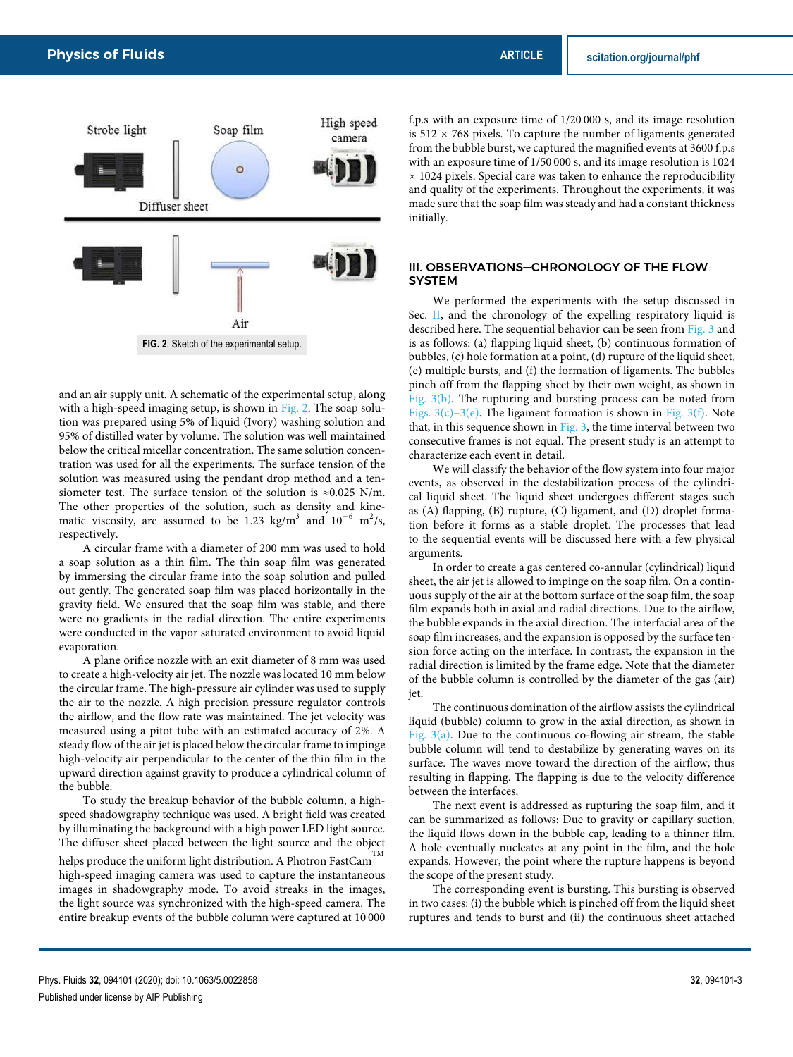FIG. 2. Sketch of the experimental setup.

and an air supply unit. A schematic of the experimental setup, along with a high-speed imaging setup, is shown in Fig. 2. The soap solution was prepared using 5% of liquid (Ivory) washing solution and 95% of distilled water by volume. The solution was well maintained below the critical micellar concentration. The same solution concentration was used for all the experiments. The surface tension of the solution was measured using the pendant drop method and a tensiometer test. The surface tension of the solution is ≈0.025 N/m. The other properties of the solution, such as density and kinematic viscosity, are assumed to be 1.23 kg/m$^3$ and $10^{-6}$ m$^2$/s, respectively.

A circular frame with a diameter of 200 mm was used to hold a soap solution as a thin film. The thin soap film was generated by immersing the circular frame into the soap solution and pulled out gently. The generated soap film was placed horizontally in the gravity field. We ensured that the soap film was stable, and there were no gradients in the radial direction. The entire experiments were conducted in the vapor saturated environment to avoid liquid evaporation.

A plane orifice nozzle with an exit diameter of 8 mm was used to create a high-velocity air jet. The nozzle was located 10 mm below the circular frame. The high-pressure air cylinder was used to supply the air to the nozzle. A high precision pressure regulator controls the airflow, and the flow rate was maintained. The jet velocity was measured using a pitot tube with an estimated accuracy of 2%. A steady flow of the air jet is placed below the circular frame to impinge high-velocity air perpendicular to the center of the thin film in the upward direction against gravity to produce a cylindrical column of the bubble.

To study the breakup behavior of the bubble column, a high-speed shadowgraphy technique was used. A bright field was created by illuminating the background with a high power LED light source. The diffuser sheet placed between the light source and the object helps produce the uniform light distribution. A Photron FastCam™ high-speed imaging camera was used to capture the instantaneous images in shadowgraphy mode. To avoid streaks in the images, the light source was synchronized with the high-speed camera. The entire breakup events of the bubble column were captured at 10 000 f.p.s with an exposure time of 1/20 000 s, and its image resolution is 512 × 768 pixels. To capture the number of ligaments generated from the bubble burst, we captured the magnified events at 3600 f.p.s with an exposure time of 1/50 000 s, and its image resolution is 1024 × 1024 pixels. Special care was taken to enhance the reproducibility and quality of the experiments. Throughout the experiments, it was made sure that the soap film was steady and had a constant thickness initially.

## III. OBSERVATIONS—CHRONOLOGY OF THE FLOW SYSTEM

We performed the experiments with the setup discussed in Sec. II, and the chronology of the expelling respiratory liquid is described here. The sequential behavior can be seen from Fig. 3 and is as follows: (a) flapping liquid sheet, (b) continuous formation of bubbles, (c) hole formation at a point, (d) rupture of the liquid sheet, (e) multiple bursts, and (f) the formation of ligaments. The bubbles pinch off from the flapping sheet by their own weight, as shown in Fig. 3(b). The rupturing and bursting process can be noted from Figs. 3(c)–3(e). The ligament formation is shown in Fig. 3(f). Note that, in this sequence shown in Fig. 3, the time interval between two consecutive frames is not equal. The present study is an attempt to characterize each event in detail.

We will classify the behavior of the flow system into four major events, as observed in the destabilization process of the cylindrical liquid sheet. The liquid sheet undergoes different stages such as (A) flapping, (B) rupture, (C) ligament, and (D) droplet formation before it forms as a stable droplet. The processes that lead to the sequential events will be discussed here with a few physical arguments.

In order to create a gas centered co-annular (cylindrical) liquid sheet, the air jet is allowed to impinge on the soap film. On a continuous supply of the air at the bottom surface of the soap film, the soap film expands both in axial and radial directions. Due to the airflow, the bubble expands in the axial direction. The interfacial area of the soap film increases, and the expansion is opposed by the surface tension force acting on the interface. In contrast, the expansion in the radial direction is limited by the frame edge. Note that the diameter of the bubble column is controlled by the diameter of the gas (air) jet.

The continuous domination of the airflow assists the cylindrical liquid (bubble) column to grow in the axial direction, as shown in Fig. 3(a). Due to the continuous co-flowing air stream, the stable bubble column will tend to destabilize by generating waves on its surface. The waves move toward the direction of the airflow, thus resulting in flapping. The flapping is due to the velocity difference between the interfaces.

The next event is addressed as rupturing the soap film, and it can be summarized as follows: Due to gravity or capillary suction, the liquid flows down in the bubble cap, leading to a thinner film. A hole eventually nucleates at any point in the film, and the hole expands. However, the point where the rupture happens is beyond the scope of the present study.

The corresponding event is bursting. This bursting is observed in two cases: (i) the bubble which is pinched off from the liquid sheet ruptures and tends to burst and (ii) the continuous sheet attached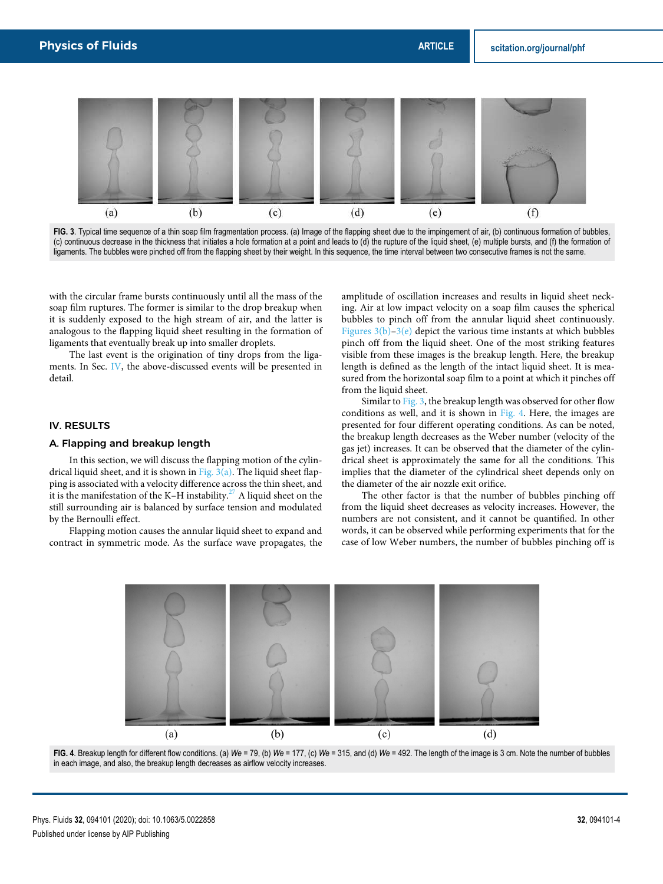FIG. 3. Typical time sequence of a thin soap film fragmentation process. (a) Image of the flapping sheet due to the impingement of air, (b) continuous formation of bubbles, (c) continuous decrease in the thickness that initiates a hole formation at a point and leads to (d) the rupture of the liquid sheet, (e) multiple bursts, and (f) the formation of ligaments. The bubbles were pinched off from the flapping sheet by their weight. In this sequence, the time interval between two consecutive frames is not the same.

with the circular frame bursts continuously until all the mass of the soap film ruptures. The former is similar to the drop breakup when it is suddenly exposed to the high stream of air, and the latter is analogous to the flapping liquid sheet resulting in the formation of ligaments that eventually break up into smaller droplets.

The last event is the origination of tiny drops from the ligaments. In Sec. IV, the above-discussed events will be presented in detail.

## IV. RESULTS

### A. Flapping and breakup length

In this section, we will discuss the flapping motion of the cylindrical liquid sheet, and it is shown in Fig. 3(a). The liquid sheet flapping is associated with a velocity difference across the thin sheet, and it is the manifestation of the K–H instability.[27] A liquid sheet on the still surrounding air is balanced by surface tension and modulated by the Bernoulli effect.

Flapping motion causes the annular liquid sheet to expand and contract in symmetric mode. As the surface wave propagates, the amplitude of oscillation increases and results in liquid sheet necking. Air at low impact velocity on a soap film causes the spherical bubbles to pinch off from the annular liquid sheet continuously. Figures 3(b)–3(e) depict the various time instants at which bubbles pinch off from the liquid sheet. One of the most striking features visible from these images is the breakup length. Here, the breakup length is defined as the length of the intact liquid sheet. It is measured from the horizontal soap film to a point at which it pinches off from the liquid sheet.

Similar to Fig. 3, the breakup length was observed for other flow conditions as well, and it is shown in Fig. 4. Here, the images are presented for four different operating conditions. As can be noted, the breakup length decreases as the Weber number (velocity of the gas jet) increases. It can be observed that the diameter of the cylindrical sheet is approximately the same for all the conditions. This implies that the diameter of the cylindrical sheet depends only on the diameter of the air nozzle exit orifice.

The other factor is that the number of bubbles pinching off from the liquid sheet decreases as velocity increases. However, the numbers are not consistent, and it cannot be quantified. In other words, it can be observed while performing experiments that for the case of low Weber numbers, the number of bubbles pinching off is

FIG. 4. Breakup length for different flow conditions. (a) $We$ = 79, (b) $We$ = 177, (c) $We$ = 315, and (d) $We$ = 492. The length of the image is 3 cm. Note the number of bubbles in each image, and also, the breakup length decreases as airflow velocity increases.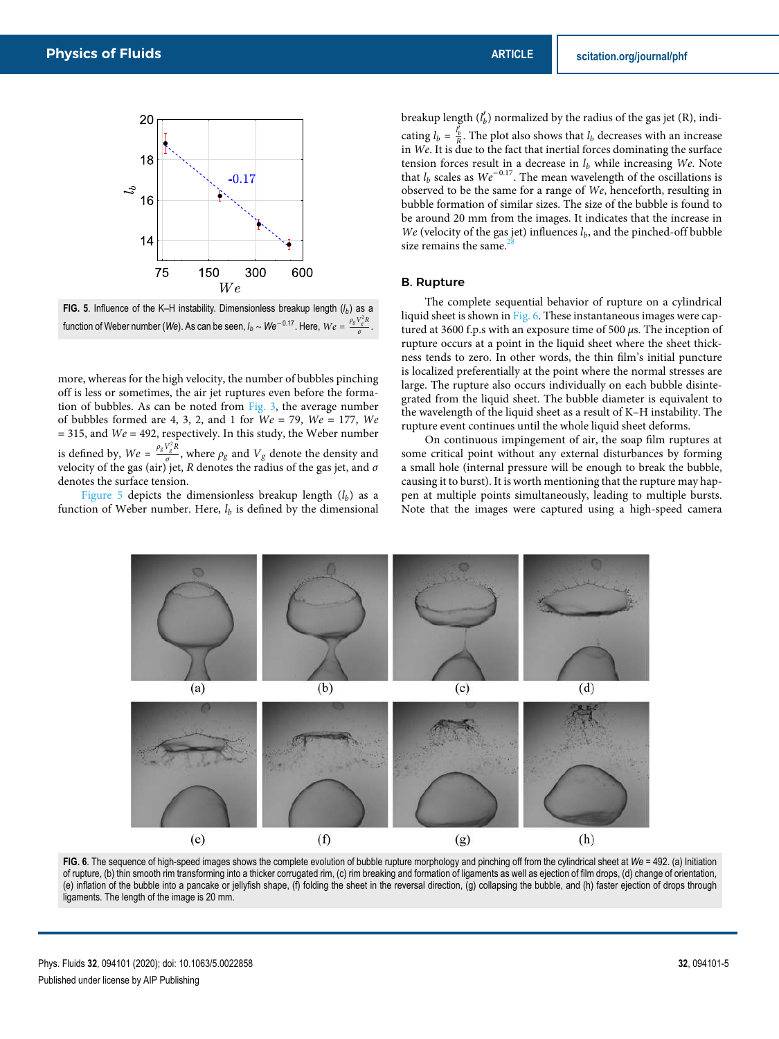FIG. 5. Influence of the K–H instability. Dimensionless breakup length ($l_b$) as a function of Weber number ($We$). As can be seen, $l_b \sim We^{-0.17}$. Here, $We = \frac{\rho_g V_g^2 R}{\sigma}$.

more, whereas for the high velocity, the number of bubbles pinching off is less or sometimes, the air jet ruptures even before the formation of bubbles. As can be noted from Fig. 3, the average number of bubbles formed are 4, 3, 2, and 1 for $We$ = 79, $We$ = 177, $We$ = 315, and $We$ = 492, respectively. In this study, the Weber number is defined by, $We = \frac{\rho_g V_g^2 R}{\sigma}$, where $\rho_g$ and $V_g$ denote the density and velocity of the gas (air) jet, $R$ denotes the radius of the gas jet, and $\sigma$ denotes the surface tension.

Figure 5 depicts the dimensionless breakup length ($l_b$) as a function of Weber number. Here, $l_b$ is defined by the dimensional breakup length ($l_b'$) normalized by the radius of the gas jet (R), indicating $l_b = \frac{l_b'}{R}$. The plot also shows that $l_b$ decreases with an increase in $We$. It is due to the fact that inertial forces dominating the surface tension forces result in a decrease in $l_b$ while increasing $We$. Note that $l_b$ scales as $We^{-0.17}$. The mean wavelength of the oscillations is observed to be the same for a range of $We$, henceforth, resulting in bubble formation of similar sizes. The size of the bubble is found to be around 20 mm from the images. It indicates that the increase in $We$ (velocity of the gas jet) influences $l_b$, and the pinched-off bubble size remains the same.[28]

## B. Rupture

The complete sequential behavior of rupture on a cylindrical liquid sheet is shown in Fig. 6. These instantaneous images were captured at 3600 f.p.s with an exposure time of 500 $\mu$s. The inception of rupture occurs at a point in the liquid sheet where the sheet thickness tends to zero. In other words, the thin film's initial puncture is localized preferentially at the point where the normal stresses are large. The rupture also occurs individually on each bubble disintegrated from the liquid sheet. The bubble diameter is equivalent to the wavelength of the liquid sheet as a result of K–H instability. The rupture event continues until the whole liquid sheet deforms.

On continuous impingement of air, the soap film ruptures at some critical point without any external disturbances by forming a small hole (internal pressure will be enough to break the bubble, causing it to burst). It is worth mentioning that the rupture may happen at multiple points simultaneously, leading to multiple bursts. Note that the images were captured using a high-speed camera

FIG. 6. The sequence of high-speed images shows the complete evolution of bubble rupture morphology and pinching off from the cylindrical sheet at $We$ = 492. (a) Initiation of rupture, (b) thin smooth rim transforming into a thicker corrugated rim, (c) rim breaking and formation of ligaments as well as ejection of film drops, (d) change of orientation, (e) inflation of the bubble into a pancake or jellyfish shape, (f) folding the sheet in the reversal direction, (g) collapsing the bubble, and (h) faster ejection of drops through ligaments. The length of the image is 20 mm.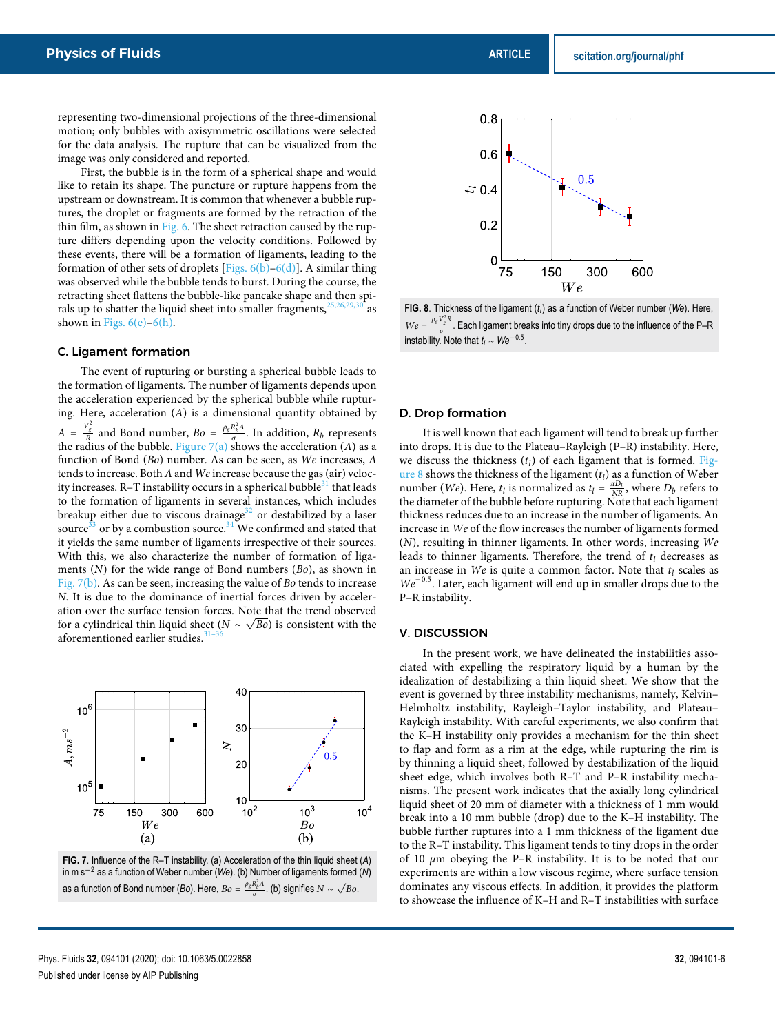representing two-dimensional projections of the three-dimensional motion; only bubbles with axisymmetric oscillations were selected for the data analysis. The rupture that can be visualized from the image was only considered and reported.

First, the bubble is in the form of a spherical shape and would like to retain its shape. The puncture or rupture happens from the upstream or downstream. It is common that whenever a bubble ruptures, the droplet or fragments are formed by the retraction of the thin film, as shown in Fig. 6. The sheet retraction caused by the rupture differs depending upon the velocity conditions. Followed by these events, there will be a formation of ligaments, leading to the formation of other sets of droplets [Figs. 6(b)–6(d)]. A similar thing was observed while the bubble tends to burst. During the course, the retracting sheet flattens the bubble-like pancake shape and then spirals up to shatter the liquid sheet into smaller fragments,[25,26,29,30] as shown in Figs. 6(e)–6(h).

### C. Ligament formation

The event of rupturing or bursting a spherical bubble leads to the formation of ligaments. The number of ligaments depends upon the acceleration experienced by the spherical bubble while rupturing. Here, acceleration ($A$) is a dimensional quantity obtained by $A = \frac{V_g^2}{R}$ and Bond number, $Bo = \frac{\rho_g R_b^2 A}{\sigma}$. In addition, $R_b$ represents the radius of the bubble. Figure 7(a) shows the acceleration ($A$) as a function of Bond ($Bo$) number. As can be seen, as $We$ increases, $A$ tends to increase. Both $A$ and $We$ increase because the gas (air) velocity increases. R–T instability occurs in a spherical bubble[31] that leads to the formation of ligaments in several instances, which includes breakup either due to viscous drainage[32] or destabilized by a laser source[33] or by a combustion source.[34] We confirmed and stated that it yields the same number of ligaments irrespective of their sources. With this, we also characterize the number of formation of ligaments ($N$) for the wide range of Bond numbers ($Bo$), as shown in Fig. 7(b). As can be seen, increasing the value of $Bo$ tends to increase $N$. It is due to the dominance of inertial forces driven by acceleration over the surface tension forces. Note that the trend observed for a cylindrical thin liquid sheet ($N \sim \sqrt{Bo}$) is consistent with the aforementioned earlier studies.[31–36]

FIG. 7. Influence of the R–T instability. (a) Acceleration of the thin liquid sheet ($A$) in m s$^{-2}$ as a function of Weber number ($We$). (b) Number of ligaments formed ($N$) as a function of Bond number ($Bo$). Here, $Bo = \frac{\rho_g R_b^2 A}{\sigma}$. (b) signifies $N \sim \sqrt{Bo}$.

FIG. 8. Thickness of the ligament ($t_l$) as a function of Weber number ($We$). Here, $We = \frac{\rho_g V_g^2 R}{\sigma}$. Each ligament breaks into tiny drops due to the influence of the P–R instability. Note that $t_l \sim We^{-0.5}$.

### D. Drop formation

It is well known that each ligament will tend to break up further into drops. It is due to the Plateau–Rayleigh (P–R) instability. Here, we discuss the thickness ($t_l$) of each ligament that is formed. Figure 8 shows the thickness of the ligament ($t_l$) as a function of Weber number ($We$). Here, $t_l$ is normalized as $t_l = \frac{\pi D_b}{NR}$, where $D_b$ refers to the diameter of the bubble before rupturing. Note that each ligament thickness reduces due to an increase in the number of ligaments. An increase in $We$ of the flow increases the number of ligaments formed ($N$), resulting in thinner ligaments. In other words, increasing $We$ leads to thinner ligaments. Therefore, the trend of $t_l$ decreases as an increase in $We$ is quite a common factor. Note that $t_l$ scales as $We^{-0.5}$. Later, each ligament will end up in smaller drops due to the P–R instability.

## V. DISCUSSION

In the present work, we have delineated the instabilities associated with expelling the respiratory liquid by a human by the idealization of destabilizing a thin liquid sheet. We show that the event is governed by three instability mechanisms, namely, Kelvin–Helmholtz instability, Rayleigh–Taylor instability, and Plateau–Rayleigh instability. With careful experiments, we also confirm that the K–H instability only provides a mechanism for the thin sheet to flap and form as a rim at the edge, while rupturing the rim is by thinning a liquid sheet, followed by destabilization of the liquid sheet edge, which involves both R–T and P–R instability mechanisms. The present work indicates that the axially long cylindrical liquid sheet of 20 mm of diameter with a thickness of 1 mm would break into a 10 mm bubble (drop) due to the K–H instability. The bubble further ruptures into a 1 mm thickness of the ligament due to the R–T instability. This ligament tends to tiny drops in the order of 10 $\mu$m obeying the P–R instability. It is to be noted that our experiments are within a low viscous regime, where surface tension dominates any viscous effects. In addition, it provides the platform to showcase the influence of K–H and R–T instabilities with surface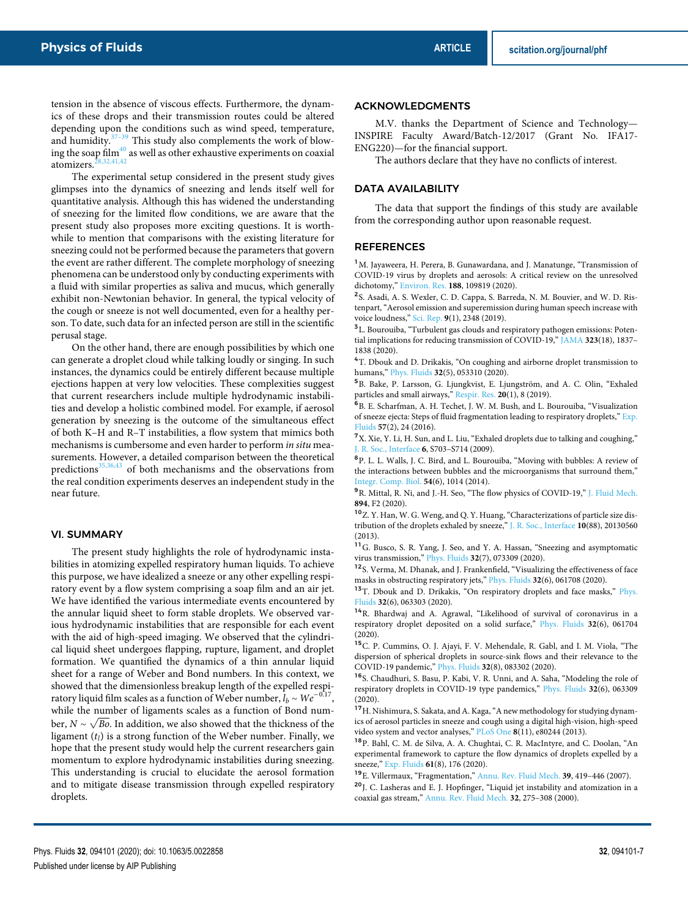tension in the absence of viscous effects. Furthermore, the dynamics of these drops and their transmission routes could be altered depending upon the conditions such as wind speed, temperature, and humidity.[37–39] This study also complements the work of blowing the soap film[40] as well as other exhaustive experiments on coaxial atomizers.[28,32,41,42]

The experimental setup considered in the present study gives glimpses into the dynamics of sneezing and lends itself well for quantitative analysis. Although this has widened the understanding of sneezing for the limited flow conditions, we are aware that the present study also proposes more exciting questions. It is worthwhile to mention that comparisons with the existing literature for sneezing could not be performed because the parameters that govern the event are rather different. The complete morphology of sneezing phenomena can be understood only by conducting experiments with a fluid with similar properties as saliva and mucus, which generally exhibit non-Newtonian behavior. In general, the typical velocity of the cough or sneeze is not well documented, even for a healthy person. To date, such data for an infected person are still in the scientific perusal stage.

On the other hand, there are enough possibilities by which one can generate a droplet cloud while talking loudly or singing. In such instances, the dynamics could be entirely different because multiple ejections happen at very low velocities. These complexities suggest that current researchers include multiple hydrodynamic instabilities and develop a holistic combined model. For example, if aerosol generation by sneezing is the outcome of the simultaneous effect of both K–H and R–T instabilities, a flow system that mimics both mechanisms is cumbersome and even harder to perform *in situ* measurements. However, a detailed comparison between the theoretical predictions[35,36,43] of both mechanisms and the observations from the real condition experiments deserves an independent study in the near future.

## VI. SUMMARY

The present study highlights the role of hydrodynamic instabilities in atomizing expelled respiratory human liquids. To achieve this purpose, we have idealized a sneeze or any other expelling respiratory event by a flow system comprising a soap film and an air jet. We have identified the various intermediate events encountered by the annular liquid sheet to form stable droplets. We observed various hydrodynamic instabilities that are responsible for each event with the aid of high-speed imaging. We observed that the cylindrical liquid sheet undergoes flapping, rupture, ligament, and droplet formation. We quantified the dynamics of a thin annular liquid sheet for a range of Weber and Bond numbers. In this context, we showed that the dimensionless breakup length of the expelled respiratory liquid film scales as a function of Weber number, $l_b \sim We^{-0.17}$, while the number of ligaments scales as a function of Bond number, $N \sim \sqrt{Bo}$. In addition, we also showed that the thickness of the ligament ($t_l$) is a strong function of the Weber number. Finally, we hope that the present study would help the current researchers gain momentum to explore hydrodynamic instabilities during sneezing. This understanding is crucial to elucidate the aerosol formation and to mitigate disease transmission through expelled respiratory droplets.

## ACKNOWLEDGMENTS

M.V. thanks the Department of Science and Technology—INSPIRE Faculty Award/Batch-12/2017 (Grant No. IFA17-ENG220)—for the financial support.

The authors declare that they have no conflicts of interest.

## DATA AVAILABILITY

The data that support the findings of this study are available from the corresponding author upon reasonable request.

## REFERENCES

1. M. Jayaweera, H. Perera, B. Gunawardana, and J. Manatunge, "Transmission of COVID-19 virus by droplets and aerosols: A critical review on the unresolved dichotomy," Environ. Res. **188**, 109819 (2020).
2. S. Asadi, A. S. Wexler, C. D. Cappa, S. Barreda, N. M. Bouvier, and W. D. Ristenpart, "Aerosol emission and superemission during human speech increase with voice loudness," Sci. Rep. **9**(1), 2348 (2019).
3. L. Bourouiba, "Turbulent gas clouds and respiratory pathogen emissions: Potential implications for reducing transmission of COVID-19," JAMA **323**(18), 1837–1838 (2020).
4. T. Dbouk and D. Drikakis, "On coughing and airborne droplet transmission to humans," Phys. Fluids **32**(5), 053310 (2020).
5. B. Bake, P. Larsson, G. Ljungkvist, E. Ljungström, and A. C. Olin, "Exhaled particles and small airways," Respir. Res. **20**(1), 8 (2019).
6. B. E. Scharfman, A. H. Techet, J. W. M. Bush, and L. Bourouiba, "Visualization of sneeze ejecta: Steps of fluid fragmentation leading to respiratory droplets," Exp. Fluids **57**(2), 24 (2016).
7. X. Xie, Y. Li, H. Sun, and L. Liu, "Exhaled droplets due to talking and coughing," J. R. Soc., Interface **6**, S703–S714 (2009).
8. P. L. L. Walls, J. C. Bird, and L. Bourouiba, "Moving with bubbles: A review of the interactions between bubbles and the microorganisms that surround them," Integr. Comp. Biol. **54**(6), 1014 (2014).
9. R. Mittal, R. Ni, and J.-H. Seo, "The flow physics of COVID-19," J. Fluid Mech. **894**, F2 (2020).
10. Z. Y. Han, W. G. Weng, and Q. Y. Huang, "Characterizations of particle size distribution of the droplets exhaled by sneeze," J. R. Soc., Interface **10**(88), 20130560 (2013).
11. G. Busco, S. R. Yang, J. Seo, and Y. A. Hassan, "Sneezing and asymptomatic virus transmission," Phys. Fluids **32**(7), 073309 (2020).
12. S. Verma, M. Dhanak, and J. Frankenfield, "Visualizing the effectiveness of face masks in obstructing respiratory jets," Phys. Fluids **32**(6), 061708 (2020).
13. T. Dbouk and D. Drikakis, "On respiratory droplets and face masks," Phys. Fluids **32**(6), 063303 (2020).
14. R. Bhardwaj and A. Agrawal, "Likelihood of survival of coronavirus in a respiratory droplet deposited on a solid surface," Phys. Fluids **32**(6), 061704 (2020).
15. C. P. Cummins, O. J. Ajayi, F. V. Mehendale, R. Gabl, and I. M. Viola, "The dispersion of spherical droplets in source-sink flows and their relevance to the COVID-19 pandemic," Phys. Fluids **32**(8), 083302 (2020).
16. S. Chaudhuri, S. Basu, P. Kabi, V. R. Unni, and A. Saha, "Modeling the role of respiratory droplets in COVID-19 type pandemics," Phys. Fluids **32**(6), 063309 (2020).
17. H. Nishimura, S. Sakata, and A. Kaga, "A new methodology for studying dynamics of aerosol particles in sneeze and cough using a digital high-vision, high-speed video system and vector analyses," PLoS One **8**(11), e80244 (2013).
18. P. Bahl, C. M. de Silva, A. A. Chughtai, C. R. MacIntyre, and C. Doolan, "An experimental framework to capture the flow dynamics of droplets expelled by a sneeze," Exp. Fluids **61**(8), 176 (2020).
19. E. Villermaux, "Fragmentation," Annu. Rev. Fluid Mech. **39**, 419–446 (2007).
20. J. C. Lasheras and E. J. Hopfinger, "Liquid jet instability and atomization in a coaxial gas stream," Annu. Rev. Fluid Mech. **32**, 275–308 (2000).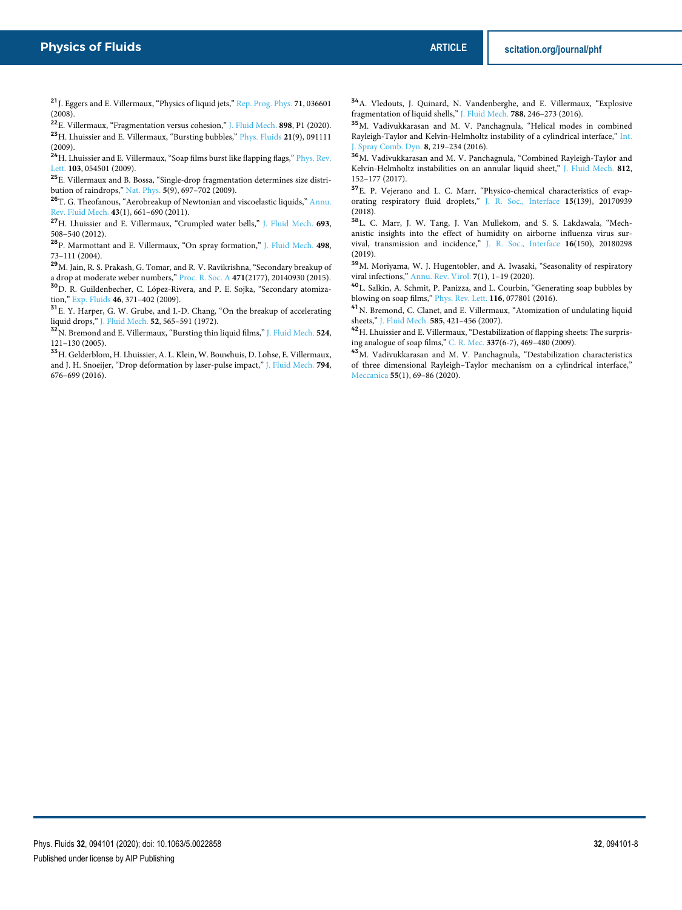[21] J. Eggers and E. Villermaux, "Physics of liquid jets," Rep. Prog. Phys. **71**, 036601 (2008).

[22] E. Villermaux, "Fragmentation versus cohesion," J. Fluid Mech. **898**, P1 (2020).

[23] H. Lhuissier and E. Villermaux, "Bursting bubbles," Phys. Fluids **21**(9), 091111 (2009).

[24] H. Lhuissier and E. Villermaux, "Soap films burst like flapping flags," Phys. Rev. Lett. **103**, 054501 (2009).

[25] E. Villermaux and B. Bossa, "Single-drop fragmentation determines size distribution of raindrops," Nat. Phys. **5**(9), 697–702 (2009).

[26] T. G. Theofanous, "Aerobreakup of Newtonian and viscoelastic liquids," Annu. Rev. Fluid Mech. **43**(1), 661–690 (2011).

[27] H. Lhuissier and E. Villermaux, "Crumpled water bells," J. Fluid Mech. **693**, 508–540 (2012).

[28] P. Marmottant and E. Villermaux, "On spray formation," J. Fluid Mech. **498**, 73–111 (2004).

[29] M. Jain, R. S. Prakash, G. Tomar, and R. V. Ravikrishna, "Secondary breakup of a drop at moderate weber numbers," Proc. R. Soc. A **471**(2177), 20140930 (2015).

[30] D. R. Guildenbecher, C. López-Rivera, and P. E. Sojka, "Secondary atomization," Exp. Fluids **46**, 371–402 (2009).

[31] E. Y. Harper, G. W. Grube, and I.-D. Chang, "On the breakup of accelerating liquid drops," J. Fluid Mech. **52**, 565–591 (1972).

[32] N. Bremond and E. Villermaux, "Bursting thin liquid films," J. Fluid Mech. **524**, 121–130 (2005).

[33] H. Gelderblom, H. Lhuissier, A. L. Klein, W. Bouwhuis, D. Lohse, E. Villermaux, and J. H. Snoeijer, "Drop deformation by laser-pulse impact," J. Fluid Mech. **794**, 676–699 (2016).

[34] A. Vledouts, J. Quinard, N. Vandenberghe, and E. Villermaux, "Explosive fragmentation of liquid shells," J. Fluid Mech. **788**, 246–273 (2016).

[35] M. Vadivukkarasan and M. V. Panchagnula, "Helical modes in combined Rayleigh-Taylor and Kelvin-Helmholtz instability of a cylindrical interface," Int. J. Spray Comb. Dyn. **8**, 219–234 (2016).

[36] M. Vadivukkarasan and M. V. Panchagnula, "Combined Rayleigh-Taylor and Kelvin-Helmholtz instabilities on an annular liquid sheet," J. Fluid Mech. **812**, 152–177 (2017).

[37] E. P. Vejerano and L. C. Marr, "Physico-chemical characteristics of evaporating respiratory fluid droplets," J. R. Soc., Interface **15**(139), 20170939 (2018).

[38] L. C. Marr, J. W. Tang, J. Van Mullekom, and S. S. Lakdawala, "Mechanistic insights into the effect of humidity on airborne influenza virus survival, transmission and incidence," J. R. Soc., Interface **16**(150), 20180298 (2019).

[39] M. Moriyama, W. J. Hugentobler, and A. Iwasaki, "Seasonality of respiratory viral infections," Annu. Rev. Virol. **7**(1), 1–19 (2020).

[40] L. Salkin, A. Schmit, P. Panizza, and L. Courbin, "Generating soap bubbles by blowing on soap films," Phys. Rev. Lett. **116**, 077801 (2016).

[41] N. Bremond, C. Clanet, and E. Villermaux, "Atomization of undulating liquid sheets," J. Fluid Mech. **585**, 421–456 (2007).

[42] H. Lhuissier and E. Villermaux, "Destabilization of flapping sheets: The surprising analogue of soap films," C. R. Mec. **337**(6-7), 469–480 (2009).

[43] M. Vadivukkarasan and M. V. Panchagnula, "Destabilization characteristics of three dimensional Rayleigh–Taylor mechanism on a cylindrical interface," Meccanica **55**(1), 69–86 (2020).